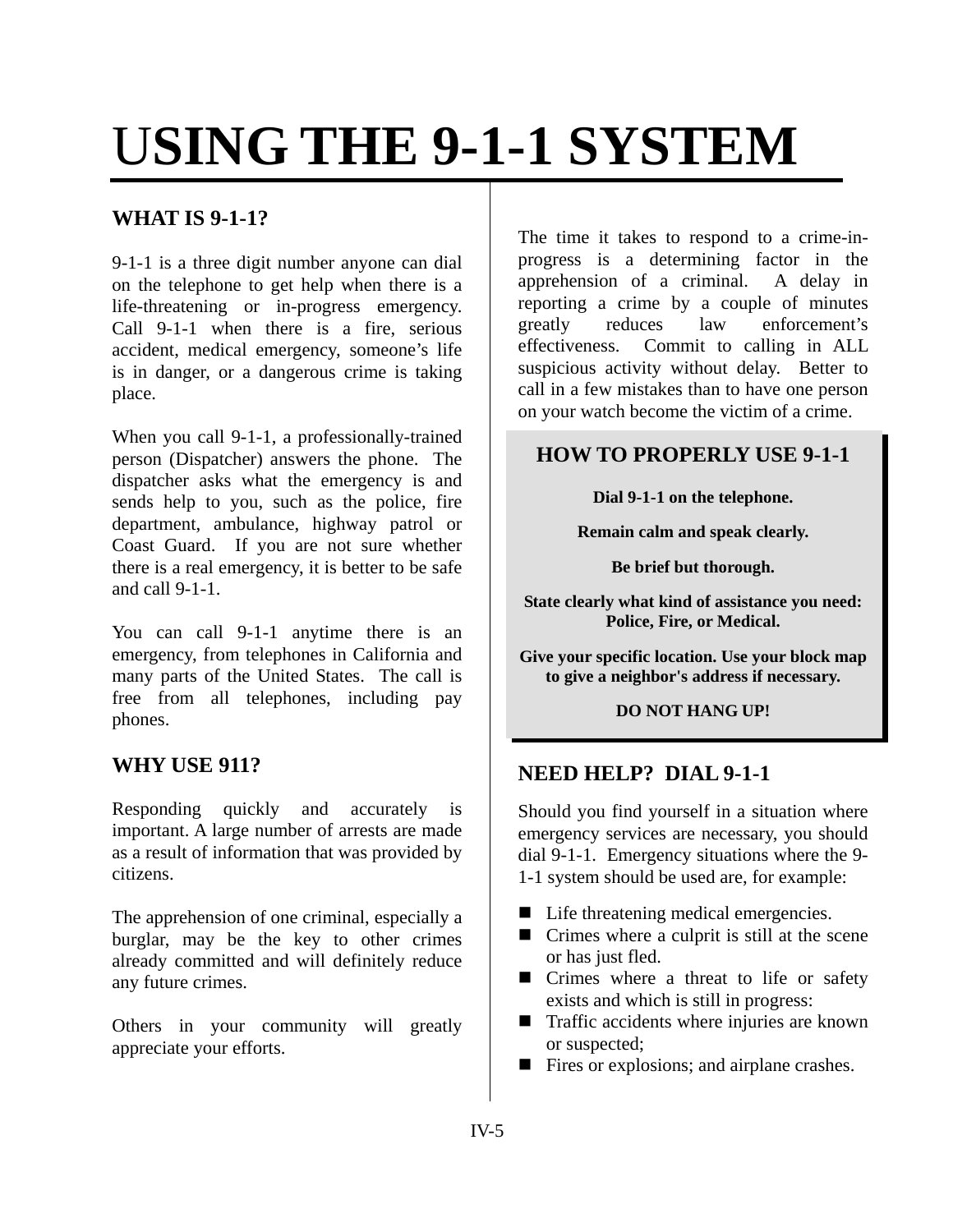# USING THE 9-1-1 SYSTEM

## WHAT IS 9-1-1?

9-1-1 is a three digit number anyone can dial on the telephone to get help when there is a life-threatening or in-progress emergency. Call 9-1-1 when there is a fire, serious accident, medical emergency, someone's life is in danger, or a dangerous crime is taking place.

When you call 9-1-1, a professionally-trained person (Dispatcher) answers the phone. The dispatcher asks what the emergency is and sends help to you, such as the police, fire department, ambulance, highway patrol or Coast Guard. If you are not sure whether there is a real emergency, it is better to be safe and call 9-1-1.

You can call 9-1-1 anytime there is an emergency, from telephones in California and many parts of the United States. The call is free from all telephones, including pay phones.

## WHY USE 911?

Responding quickly and accurately is important. A large number of arrests are made as a result of information that was provided by citizens.

The apprehension of one criminal, especially a burglar, may be the key to other crimes already committed and will definitely reduce any future crimes.

Others in your community will greatly appreciate your efforts.

The time it takes to respond to a crime-in-progress is a determining factor in the apprehension of a criminal. A delay in reporting a crime by a couple of minutes greatly reduces law enforcement's effectiveness. Commit to calling in ALL suspicious activity without delay. Better to call in a few mistakes than to have one person on your watch become the victim of a crime.

### HOW TO PROPERLY USE 9-1-1

**Dial 9-1-1 on the telephone.**

**Remain calm and speak clearly.**

**Be brief but thorough.**

**State clearly what kind of assistance you need: Police, Fire, or Medical.**

**Give your specific location. Use your block map to give a neighbor's address if necessary.**

**DO NOT HANG UP!**

## NEED HELP? DIAL 9-1-1

Should you find yourself in a situation where emergency services are necessary, you should dial 9-1-1. Emergency situations where the 9-1-1 system should be used are, for example:

- Life threatening medical emergencies.
- Crimes where a culprit is still at the scene or has just fled.
- Crimes where a threat to life or safety exists and which is still in progress:
- Traffic accidents where injuries are known or suspected;
- Fires or explosions; and airplane crashes.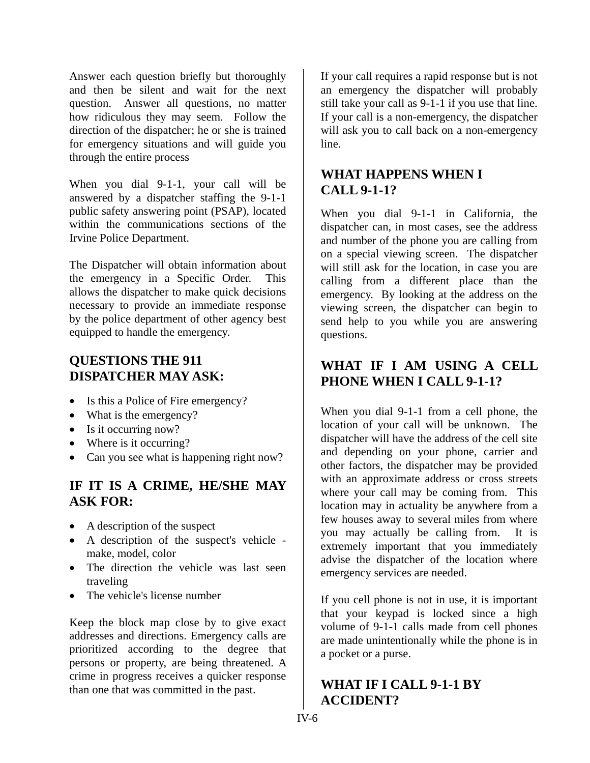Answer each question briefly but thoroughly and then be silent and wait for the next question. Answer all questions, no matter how ridiculous they may seem. Follow the direction of the dispatcher; he or she is trained for emergency situations and will guide you through the entire process

When you dial 9-1-1, your call will be answered by a dispatcher staffing the 9-1-1 public safety answering point (PSAP), located within the communications sections of the Irvine Police Department.

The Dispatcher will obtain information about the emergency in a Specific Order. This allows the dispatcher to make quick decisions necessary to provide an immediate response by the police department of other agency best equipped to handle the emergency.

## QUESTIONS THE 911 DISPATCHER MAY ASK:

- Is this a Police of Fire emergency?
- What is the emergency?
- Is it occurring now?
- Where is it occurring?
- Can you see what is happening right now?

## IF IT IS A CRIME, HE/SHE MAY ASK FOR:

- A description of the suspect
- A description of the suspect's vehicle - make, model, color
- The direction the vehicle was last seen traveling
- The vehicle's license number

Keep the block map close by to give exact addresses and directions. Emergency calls are prioritized according to the degree that persons or property, are being threatened. A crime in progress receives a quicker response than one that was committed in the past.

If your call requires a rapid response but is not an emergency the dispatcher will probably still take your call as 9-1-1 if you use that line. If your call is a non-emergency, the dispatcher will ask you to call back on a non-emergency line.

## WHAT HAPPENS WHEN I CALL 9-1-1?

When you dial 9-1-1 in California, the dispatcher can, in most cases, see the address and number of the phone you are calling from on a special viewing screen. The dispatcher will still ask for the location, in case you are calling from a different place than the emergency. By looking at the address on the viewing screen, the dispatcher can begin to send help to you while you are answering questions.

## WHAT IF I AM USING A CELL PHONE WHEN I CALL 9-1-1?

When you dial 9-1-1 from a cell phone, the location of your call will be unknown. The dispatcher will have the address of the cell site and depending on your phone, carrier and other factors, the dispatcher may be provided with an approximate address or cross streets where your call may be coming from. This location may in actuality be anywhere from a few houses away to several miles from where you may actually be calling from. It is extremely important that you immediately advise the dispatcher of the location where emergency services are needed.

If you cell phone is not in use, it is important that your keypad is locked since a high volume of 9-1-1 calls made from cell phones are made unintentionally while the phone is in a pocket or a purse.

## WHAT IF I CALL 9-1-1 BY ACCIDENT?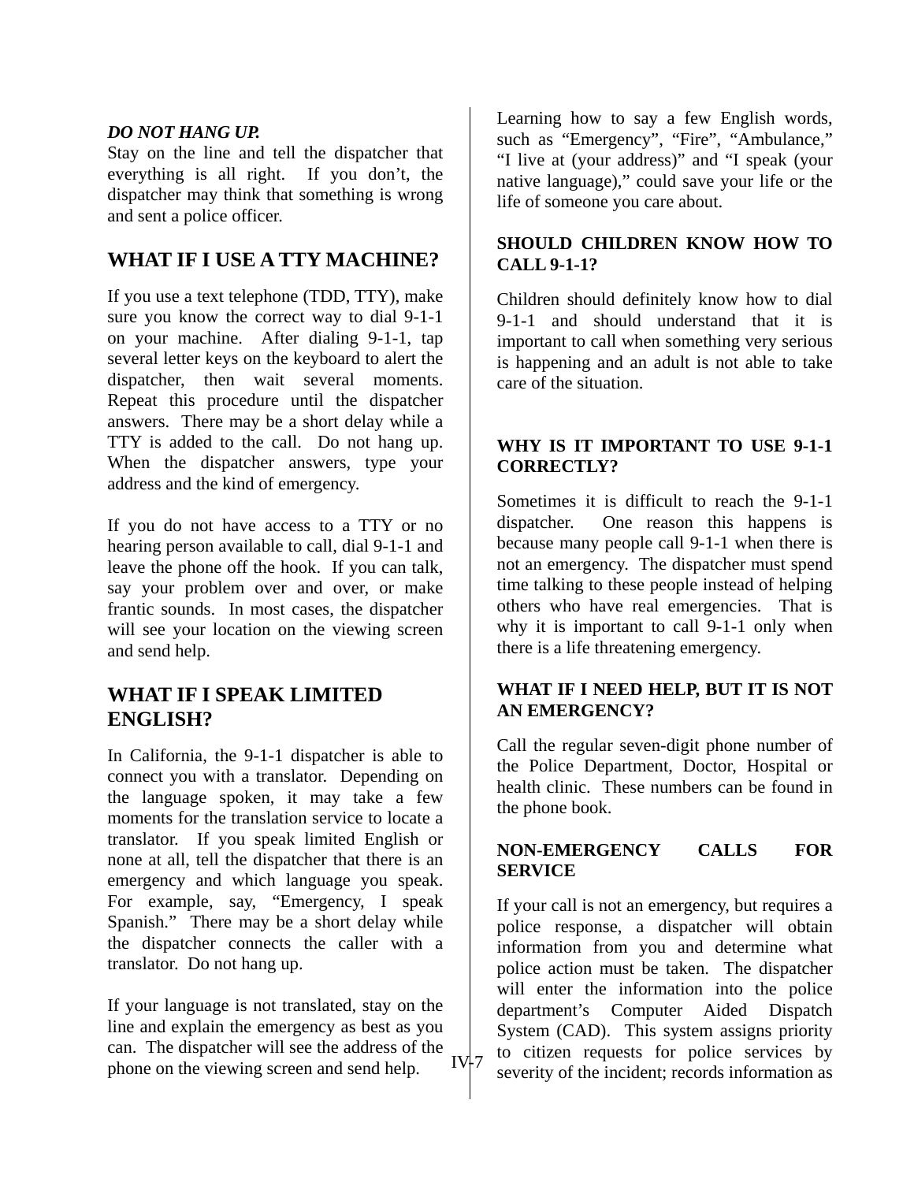***DO NOT HANG UP.***
Stay on the line and tell the dispatcher that everything is all right. If you don't, the dispatcher may think that something is wrong and sent a police officer.

## WHAT IF I USE A TTY MACHINE?

If you use a text telephone (TDD, TTY), make sure you know the correct way to dial 9-1-1 on your machine. After dialing 9-1-1, tap several letter keys on the keyboard to alert the dispatcher, then wait several moments. Repeat this procedure until the dispatcher answers. There may be a short delay while a TTY is added to the call. Do not hang up. When the dispatcher answers, type your address and the kind of emergency.

If you do not have access to a TTY or no hearing person available to call, dial 9-1-1 and leave the phone off the hook. If you can talk, say your problem over and over, or make frantic sounds. In most cases, the dispatcher will see your location on the viewing screen and send help.

## WHAT IF I SPEAK LIMITED ENGLISH?

In California, the 9-1-1 dispatcher is able to connect you with a translator. Depending on the language spoken, it may take a few moments for the translation service to locate a translator. If you speak limited English or none at all, tell the dispatcher that there is an emergency and which language you speak. For example, say, "Emergency, I speak Spanish." There may be a short delay while the dispatcher connects the caller with a translator. Do not hang up.

If your language is not translated, stay on the line and explain the emergency as best as you can. The dispatcher will see the address of the phone on the viewing screen and send help.

Learning how to say a few English words, such as "Emergency", "Fire", "Ambulance," "I live at (your address)" and "I speak (your native language)," could save your life or the life of someone you care about.

### SHOULD CHILDREN KNOW HOW TO CALL 9-1-1?

Children should definitely know how to dial 9-1-1 and should understand that it is important to call when something very serious is happening and an adult is not able to take care of the situation.

### WHY IS IT IMPORTANT TO USE 9-1-1 CORRECTLY?

Sometimes it is difficult to reach the 9-1-1 dispatcher. One reason this happens is because many people call 9-1-1 when there is not an emergency. The dispatcher must spend time talking to these people instead of helping others who have real emergencies. That is why it is important to call 9-1-1 only when there is a life threatening emergency.

### WHAT IF I NEED HELP, BUT IT IS NOT AN EMERGENCY?

Call the regular seven-digit phone number of the Police Department, Doctor, Hospital or health clinic. These numbers can be found in the phone book.

### NON-EMERGENCY CALLS FOR SERVICE

If your call is not an emergency, but requires a police response, a dispatcher will obtain information from you and determine what police action must be taken. The dispatcher will enter the information into the police department's Computer Aided Dispatch System (CAD). This system assigns priority to citizen requests for police services by severity of the incident; records information as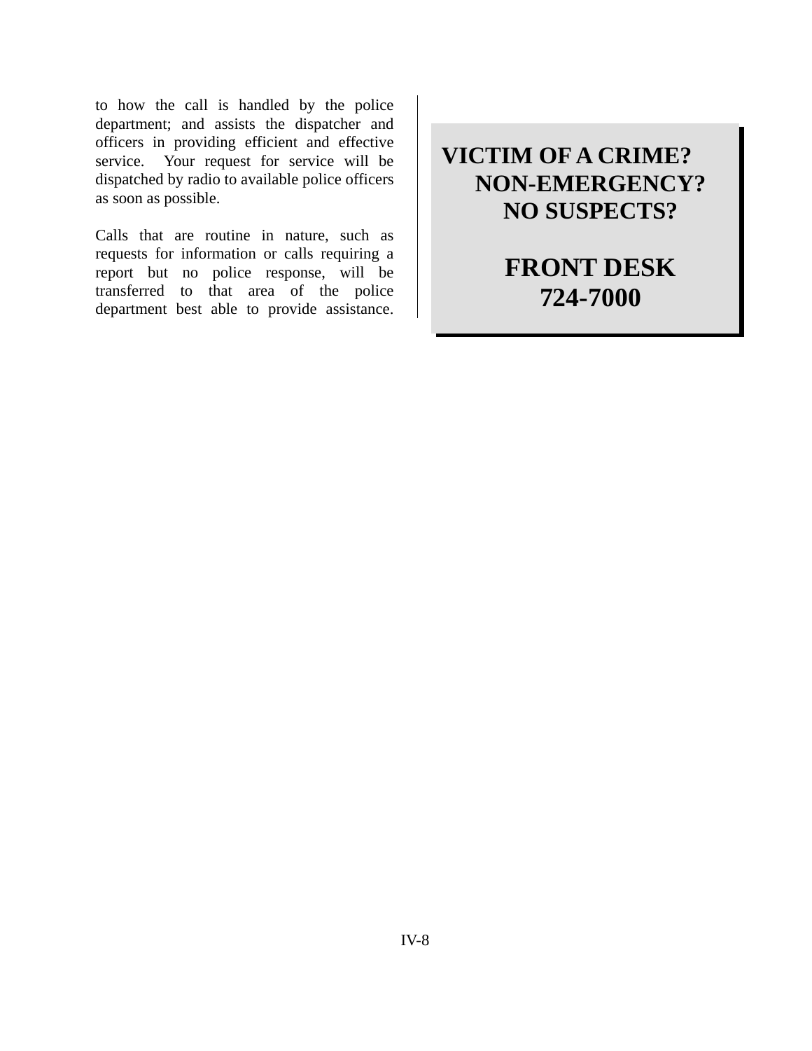to how the call is handled by the police department; and assists the dispatcher and officers in providing efficient and effective service. Your request for service will be dispatched by radio to available police officers as soon as possible.

Calls that are routine in nature, such as requests for information or calls requiring a report but no police response, will be transferred to that area of the police department best able to provide assistance.

**VICTIM OF A CRIME?**
**NON-EMERGENCY?**
**NO SUSPECTS?**

**FRONT DESK**
**724-7000**